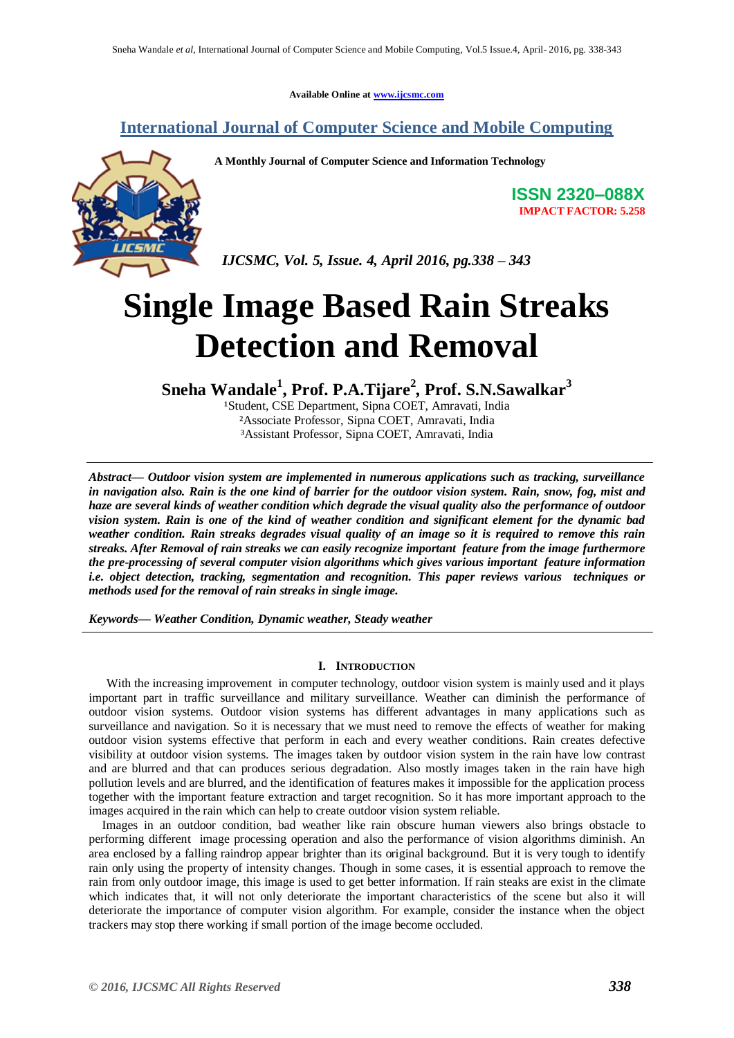Available Online at www.ijcsmc.com

## International Journal of Computer Science and Mobile Computing

A Monthly Journal of Computer Science and Information Technology

ISSN 2320–088X
IMPACT FACTOR: 5.258

*IJCSMC, Vol. 5, Issue. 4, April 2016, pg.338 – 343*

# Single Image Based Rain Streaks Detection and Removal

**Sneha Wandale[1], Prof. P.A.Tijare[2], Prof. S.N.Sawalkar[3]**

[1]Student, CSE Department, Sipna COET, Amravati, India
[2]Associate Professor, Sipna COET, Amravati, India
[3]Assistant Professor, Sipna COET, Amravati, India

***Abstract***— ***Outdoor vision system are implemented in numerous applications such as tracking, surveillance in navigation also. Rain is the one kind of barrier for the outdoor vision system. Rain, snow, fog, mist and haze are several kinds of weather condition which degrade the visual quality also the performance of outdoor vision system. Rain is one of the kind of weather condition and significant element for the dynamic bad weather condition. Rain streaks degrades visual quality of an image so it is required to remove this rain streaks. After Removal of rain streaks we can easily recognize important feature from the image furthermore the pre-processing of several computer vision algorithms which gives various important feature information i.e. object detection, tracking, segmentation and recognition. This paper reviews various techniques or methods used for the removal of rain streaks in single image.***

***Keywords***— ***Weather Condition, Dynamic weather, Steady weather***

## I. Introduction

With the increasing improvement in computer technology, outdoor vision system is mainly used and it plays important part in traffic surveillance and military surveillance. Weather can diminish the performance of outdoor vision systems. Outdoor vision systems has different advantages in many applications such as surveillance and navigation. So it is necessary that we must need to remove the effects of weather for making outdoor vision systems effective that perform in each and every weather conditions. Rain creates defective visibility at outdoor vision systems. The images taken by outdoor vision system in the rain have low contrast and are blurred and that can produces serious degradation. Also mostly images taken in the rain have high pollution levels and are blurred, and the identification of features makes it impossible for the application process together with the important feature extraction and target recognition. So it has more important approach to the images acquired in the rain which can help to create outdoor vision system reliable.

Images in an outdoor condition, bad weather like rain obscure human viewers also brings obstacle to performing different image processing operation and also the performance of vision algorithms diminish. An area enclosed by a falling raindrop appear brighter than its original background. But it is very tough to identify rain only using the property of intensity changes. Though in some cases, it is essential approach to remove the rain from only outdoor image, this image is used to get better information. If rain steaks are exist in the climate which indicates that, it will not only deteriorate the important characteristics of the scene but also it will deteriorate the importance of computer vision algorithm. For example, consider the instance when the object trackers may stop there working if small portion of the image become occluded.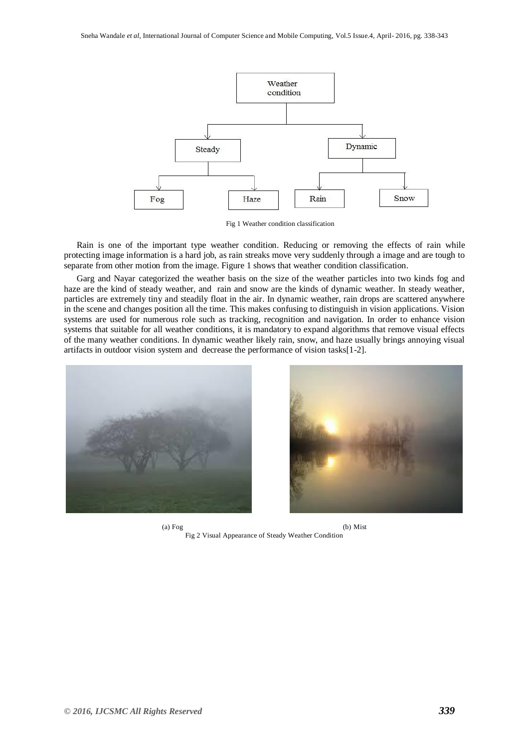Fig 1 Weather condition classification

Rain is one of the important type weather condition. Reducing or removing the effects of rain while protecting image information is a hard job, as rain streaks move very suddenly through a image and are tough to separate from other motion from the image. Figure 1 shows that weather condition classification.

Garg and Nayar categorized the weather basis on the size of the weather particles into two kinds fog and haze are the kind of steady weather, and rain and snow are the kinds of dynamic weather. In steady weather, particles are extremely tiny and steadily float in the air. In dynamic weather, rain drops are scattered anywhere in the scene and changes position all the time. This makes confusing to distinguish in vision applications. Vision systems are used for numerous role such as tracking, recognition and navigation. In order to enhance vision systems that suitable for all weather conditions, it is mandatory to expand algorithms that remove visual effects of the many weather conditions. In dynamic weather likely rain, snow, and haze usually brings annoying visual artifacts in outdoor vision system and decrease the performance of vision tasks[1-2].

(a) Fog (b) Mist

Fig 2 Visual Appearance of Steady Weather Condition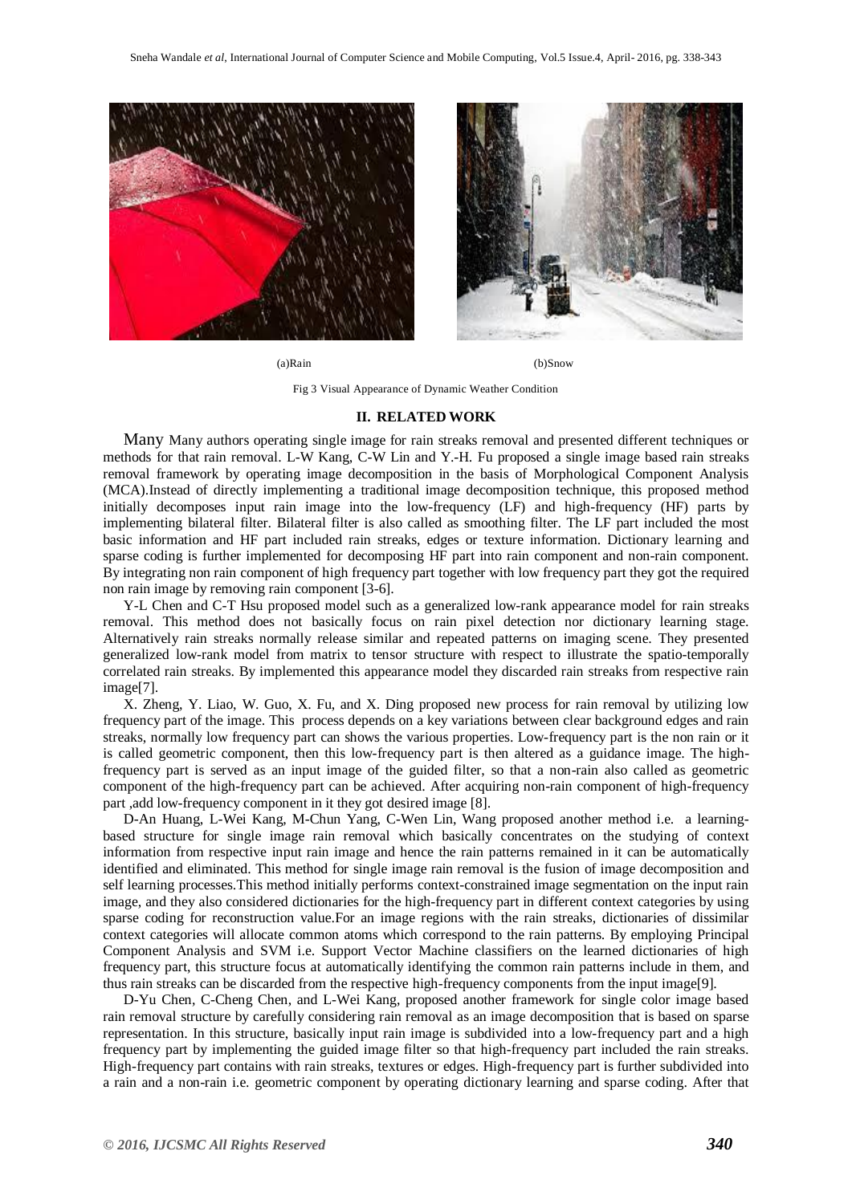(a)Rain (b)Snow

Fig 3 Visual Appearance of Dynamic Weather Condition

## II. RELATED WORK

Many Many authors operating single image for rain streaks removal and presented different techniques or methods for that rain removal. L-W Kang, C-W Lin and Y.-H. Fu proposed a single image based rain streaks removal framework by operating image decomposition in the basis of Morphological Component Analysis (MCA).Instead of directly implementing a traditional image decomposition technique, this proposed method initially decomposes input rain image into the low-frequency (LF) and high-frequency (HF) parts by implementing bilateral filter. Bilateral filter is also called as smoothing filter. The LF part included the most basic information and HF part included rain streaks, edges or texture information. Dictionary learning and sparse coding is further implemented for decomposing HF part into rain component and non-rain component. By integrating non rain component of high frequency part together with low frequency part they got the required non rain image by removing rain component [3-6].

Y-L Chen and C-T Hsu proposed model such as a generalized low-rank appearance model for rain streaks removal. This method does not basically focus on rain pixel detection nor dictionary learning stage. Alternatively rain streaks normally release similar and repeated patterns on imaging scene. They presented generalized low-rank model from matrix to tensor structure with respect to illustrate the spatio-temporally correlated rain streaks. By implemented this appearance model they discarded rain streaks from respective rain image[7].

X. Zheng, Y. Liao, W. Guo, X. Fu, and X. Ding proposed new process for rain removal by utilizing low frequency part of the image. This process depends on a key variations between clear background edges and rain streaks, normally low frequency part can shows the various properties. Low-frequency part is the non rain or it is called geometric component, then this low-frequency part is then altered as a guidance image. The high-frequency part is served as an input image of the guided filter, so that a non-rain also called as geometric component of the high-frequency part can be achieved. After acquiring non-rain component of high-frequency part ,add low-frequency component in it they got desired image [8].

D-An Huang, L-Wei Kang, M-Chun Yang, C-Wen Lin, Wang proposed another method i.e. a learning-based structure for single image rain removal which basically concentrates on the studying of context information from respective input rain image and hence the rain patterns remained in it can be automatically identified and eliminated. This method for single image rain removal is the fusion of image decomposition and self learning processes.This method initially performs context-constrained image segmentation on the input rain image, and they also considered dictionaries for the high-frequency part in different context categories by using sparse coding for reconstruction value.For an image regions with the rain streaks, dictionaries of dissimilar context categories will allocate common atoms which correspond to the rain patterns. By employing Principal Component Analysis and SVM i.e. Support Vector Machine classifiers on the learned dictionaries of high frequency part, this structure focus at automatically identifying the common rain patterns include in them, and thus rain streaks can be discarded from the respective high-frequency components from the input image[9].

D-Yu Chen, C-Cheng Chen, and L-Wei Kang, proposed another framework for single color image based rain removal structure by carefully considering rain removal as an image decomposition that is based on sparse representation. In this structure, basically input rain image is subdivided into a low-frequency part and a high frequency part by implementing the guided image filter so that high-frequency part included the rain streaks. High-frequency part contains with rain streaks, textures or edges. High-frequency part is further subdivided into a rain and a non-rain i.e. geometric component by operating dictionary learning and sparse coding. After that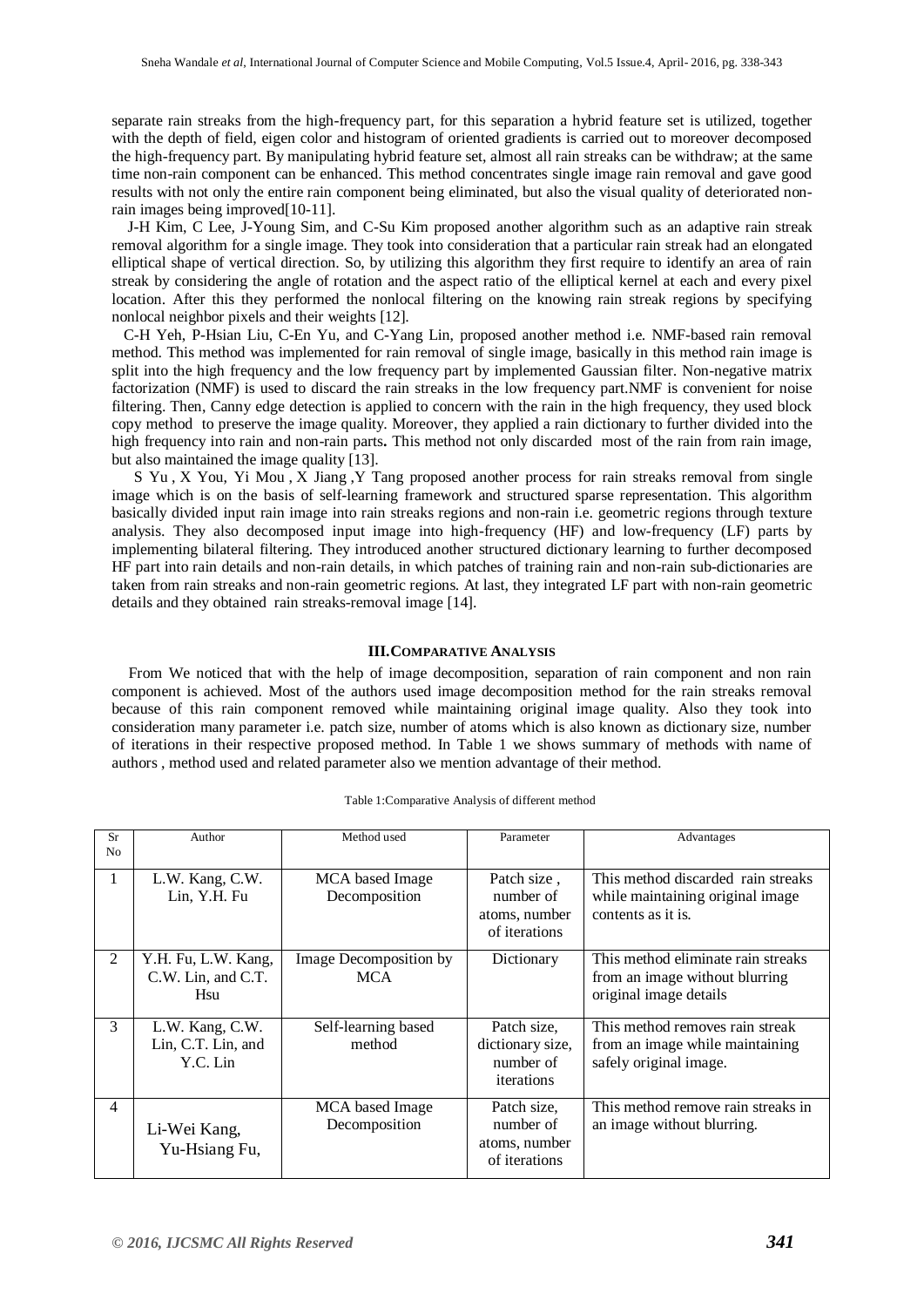separate rain streaks from the high-frequency part, for this separation a hybrid feature set is utilized, together with the depth of field, eigen color and histogram of oriented gradients is carried out to moreover decomposed the high-frequency part. By manipulating hybrid feature set, almost all rain streaks can be withdraw; at the same time non-rain component can be enhanced. This method concentrates single image rain removal and gave good results with not only the entire rain component being eliminated, but also the visual quality of deteriorated non-rain images being improved[10-11].

J-H Kim, C Lee, J-Young Sim, and C-Su Kim proposed another algorithm such as an adaptive rain streak removal algorithm for a single image. They took into consideration that a particular rain streak had an elongated elliptical shape of vertical direction. So, by utilizing this algorithm they first require to identify an area of rain streak by considering the angle of rotation and the aspect ratio of the elliptical kernel at each and every pixel location. After this they performed the nonlocal filtering on the knowing rain streak regions by specifying nonlocal neighbor pixels and their weights [12].

C-H Yeh, P-Hsian Liu, C-En Yu, and C-Yang Lin, proposed another method i.e. NMF-based rain removal method. This method was implemented for rain removal of single image, basically in this method rain image is split into the high frequency and the low frequency part by implemented Gaussian filter. Non-negative matrix factorization (NMF) is used to discard the rain streaks in the low frequency part.NMF is convenient for noise filtering. Then, Canny edge detection is applied to concern with the rain in the high frequency, they used block copy method to preserve the image quality. Moreover, they applied a rain dictionary to further divided into the high frequency into rain and non-rain parts**.** This method not only discarded most of the rain from rain image, but also maintained the image quality [13].

S Yu , X You, Yi Mou , X Jiang ,Y Tang proposed another process for rain streaks removal from single image which is on the basis of self-learning framework and structured sparse representation. This algorithm basically divided input rain image into rain streaks regions and non-rain i.e. geometric regions through texture analysis. They also decomposed input image into high-frequency (HF) and low-frequency (LF) parts by implementing bilateral filtering. They introduced another structured dictionary learning to further decomposed HF part into rain details and non-rain details, in which patches of training rain and non-rain sub-dictionaries are taken from rain streaks and non-rain geometric regions. At last, they integrated LF part with non-rain geometric details and they obtained rain streaks-removal image [14].

## III. Comparative Analysis

From We noticed that with the help of image decomposition, separation of rain component and non rain component is achieved. Most of the authors used image decomposition method for the rain streaks removal because of this rain component removed while maintaining original image quality. Also they took into consideration many parameter i.e. patch size, number of atoms which is also known as dictionary size, number of iterations in their respective proposed method. In Table 1 we shows summary of methods with name of authors , method used and related parameter also we mention advantage of their method.

Table 1:Comparative Analysis of different method

| Sr No | Author | Method used | Parameter | Advantages |
|---|---|---|---|---|
| 1 | L.W. Kang, C.W. Lin, Y.H. Fu | MCA based Image Decomposition | Patch size , number of atoms, number of iterations | This method discarded rain streaks while maintaining original image contents as it is. |
| 2 | Y.H. Fu, L.W. Kang, C.W. Lin, and C.T. Hsu | Image Decomposition by MCA | Dictionary | This method eliminate rain streaks from an image without blurring original image details |
| 3 | L.W. Kang, C.W. Lin, C.T. Lin, and Y.C. Lin | Self-learning based method | Patch size, dictionary size, number of iterations | This method removes rain streak from an image while maintaining safely original image. |
| 4 | Li-Wei Kang, Yu-Hsiang Fu, | MCA based Image Decomposition | Patch size, number of atoms, number of iterations | This method remove rain streaks in an image without blurring. |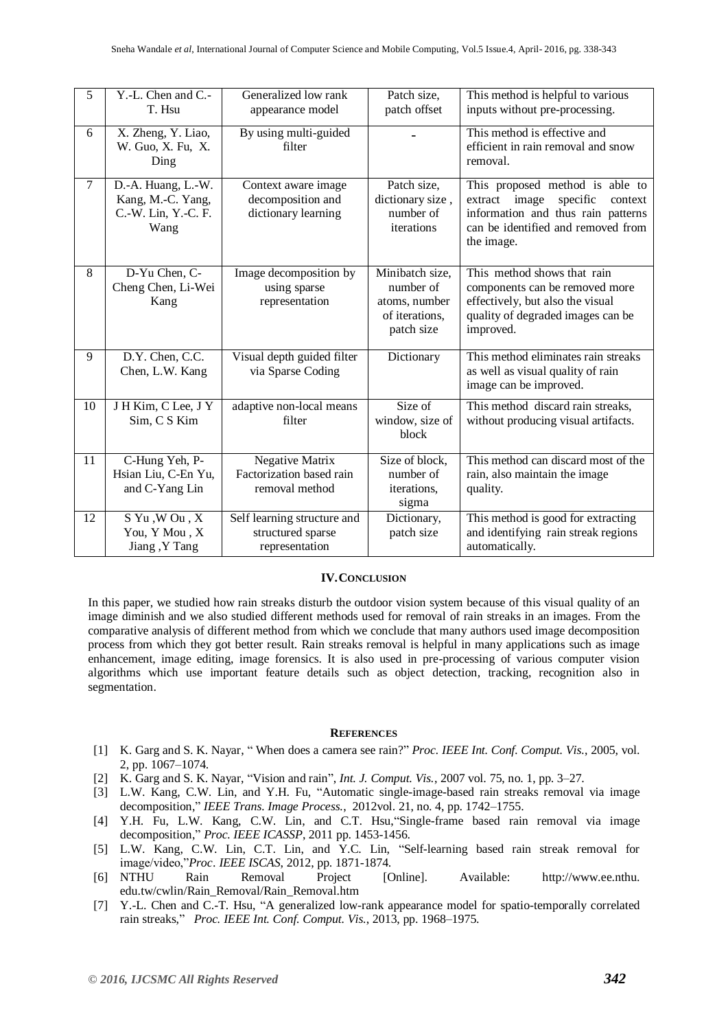| 5 | Y.-L. Chen and C.-T. Hsu | Generalized low rank appearance model | Patch size, patch offset | This method is helpful to various inputs without pre-processing. |
|---|---|---|---|---|
| 6 | X. Zheng, Y. Liao, W. Guo, X. Fu, X. Ding | By using multi-guided filter | - | This method is effective and efficient in rain removal and snow removal. |
| 7 | D.-A. Huang, L.-W. Kang, M.-C. Yang, C.-W. Lin, Y.-C. F. Wang | Context aware image decomposition and dictionary learning | Patch size, dictionary size , number of iterations | This proposed method is able to extract image specific context information and thus rain patterns can be identified and removed from the image. |
| 8 | D-Yu Chen, C-Cheng Chen, Li-Wei Kang | Image decomposition by using sparse representation | Minibatch size, number of atoms, number of iterations, patch size | This method shows that rain components can be removed more effectively, but also the visual quality of degraded images can be improved. |
| 9 | D.Y. Chen, C.C. Chen, L.W. Kang | Visual depth guided filter via Sparse Coding | Dictionary | This method eliminates rain streaks as well as visual quality of rain image can be improved. |
| 10 | J H Kim, C Lee, J Y Sim, C S Kim | adaptive non-local means filter | Size of window, size of block | This method discard rain streaks, without producing visual artifacts. |
| 11 | C-Hung Yeh, P-Hsian Liu, C-En Yu, and C-Yang Lin | Negative Matrix Factorization based rain removal method | Size of block, number of iterations, sigma | This method can discard most of the rain, also maintain the image quality. |
| 12 | S Yu ,W Ou , X You, Y Mou , X Jiang ,Y Tang | Self learning structure and structured sparse representation | Dictionary, patch size | This method is good for extracting and identifying rain streak regions automatically. |

## IV. Conclusion

In this paper, we studied how rain streaks disturb the outdoor vision system because of this visual quality of an image diminish and we also studied different methods used for removal of rain streaks in an images. From the comparative analysis of different method from which we conclude that many authors used image decomposition process from which they got better result. Rain streaks removal is helpful in many applications such as image enhancement, image editing, image forensics. It is also used in pre-processing of various computer vision algorithms which use important feature details such as object detection, tracking, recognition also in segmentation.

## References

[1] K. Garg and S. K. Nayar, " When does a camera see rain?" *Proc. IEEE Int. Conf. Comput. Vis.*, 2005, vol. 2, pp. 1067–1074.

[2] K. Garg and S. K. Nayar, "Vision and rain", *Int. J. Comput. Vis.*, 2007 vol. 75, no. 1, pp. 3–27.

[3] L.W. Kang, C.W. Lin, and Y.H. Fu, "Automatic single-image-based rain streaks removal via image decomposition," *IEEE Trans. Image Process.*, 2012vol. 21, no. 4, pp. 1742–1755.

[4] Y.H. Fu, L.W. Kang, C.W. Lin, and C.T. Hsu,"Single-frame based rain removal via image decomposition," *Proc. IEEE ICASSP*, 2011 pp. 1453-1456.

[5] L.W. Kang, C.W. Lin, C.T. Lin, and Y.C. Lin, "Self-learning based rain streak removal for image/video,"*Proc. IEEE ISCAS*, 2012, pp. 1871-1874.

[6] NTHU Rain Removal Project [Online]. Available: http://www.ee.nthu.edu.tw/cwlin/Rain_Removal/Rain_Removal.htm

[7] Y.-L. Chen and C.-T. Hsu, "A generalized low-rank appearance model for spatio-temporally correlated rain streaks," *Proc. IEEE Int. Conf. Comput. Vis.*, 2013, pp. 1968–1975.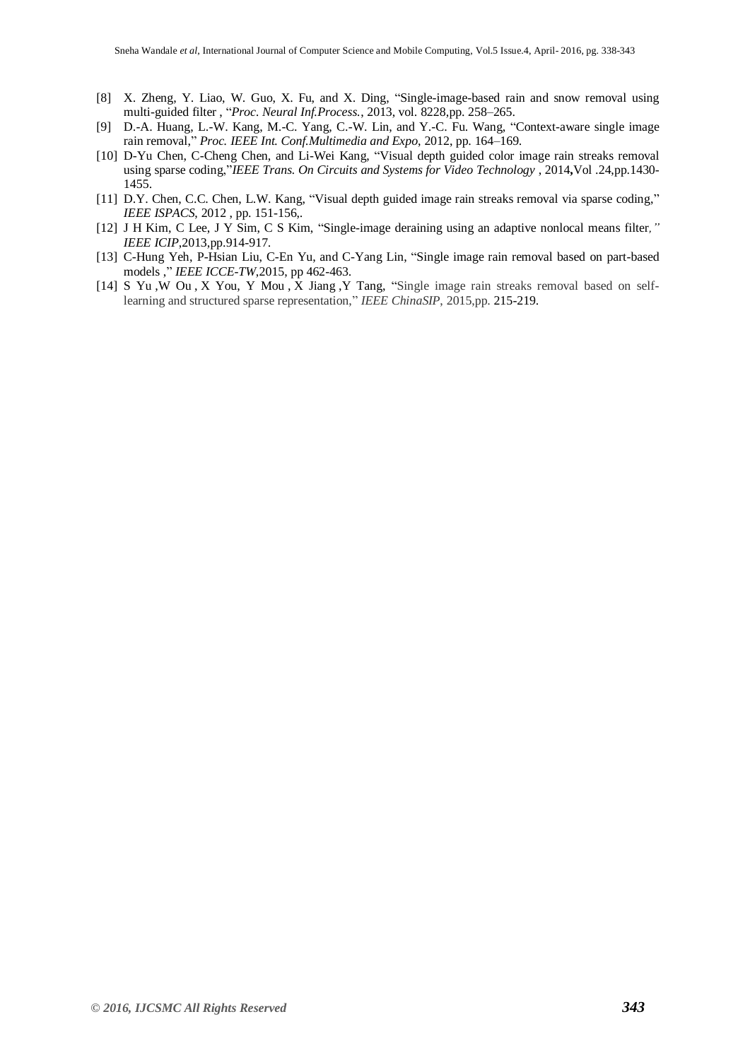[8] X. Zheng, Y. Liao, W. Guo, X. Fu, and X. Ding, "Single-image-based rain and snow removal using multi-guided filter , "*Proc. Neural Inf.Process.*, 2013, vol. 8228,pp. 258–265.

[9] D.-A. Huang, L.-W. Kang, M.-C. Yang, C.-W. Lin, and Y.-C. Fu. Wang, "Context-aware single image rain removal," *Proc. IEEE Int. Conf.Multimedia and Expo*, 2012, pp. 164–169.

[10] D-Yu Chen, C-Cheng Chen, and Li-Wei Kang, "Visual depth guided color image rain streaks removal using sparse coding,"*IEEE Trans. On Circuits and Systems for Video Technology* , 2014**,**Vol .24,pp.1430-1455.

[11] D.Y. Chen, C.C. Chen, L.W. Kang, "Visual depth guided image rain streaks removal via sparse coding," *IEEE ISPACS*, 2012 , pp. 151-156,.

[12] J H Kim, C Lee, J Y Sim, C S Kim, "Single-image deraining using an adaptive nonlocal means filter*," IEEE ICIP*,2013,pp.914-917.

[13] C-Hung Yeh, P-Hsian Liu, C-En Yu, and C-Yang Lin, "Single image rain removal based on part-based models ," *IEEE ICCE-TW*,2015, pp 462-463.

[14] S Yu ,W Ou , X You, Y Mou , X Jiang ,Y Tang, "Single image rain streaks removal based on self-learning and structured sparse representation," *IEEE ChinaSIP*, 2015,pp. 215-219.